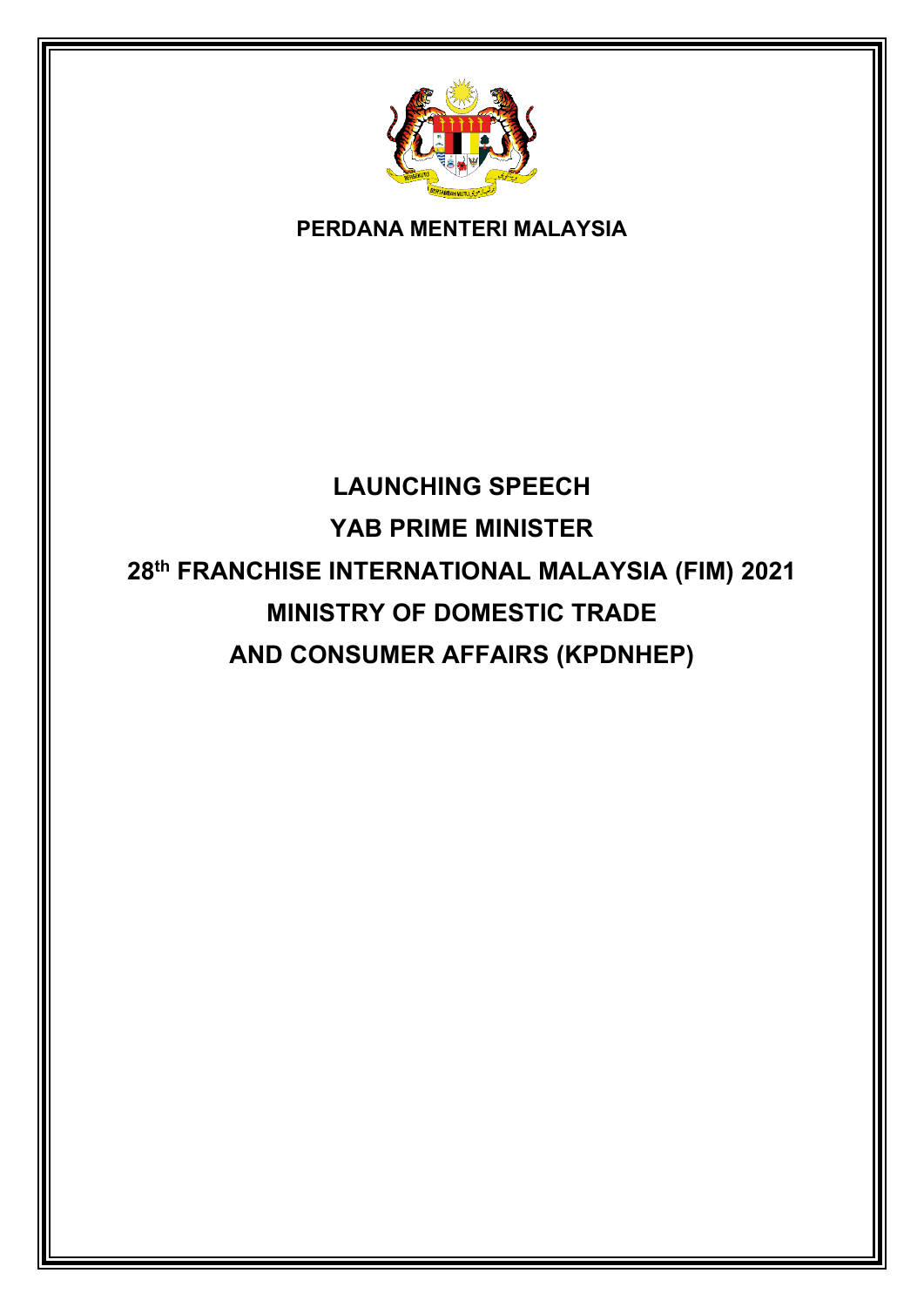**PERDANA MENTERI MALAYSIA**

# LAUNCHING SPEECH
# YAB PRIME MINISTER
# 28th FRANCHISE INTERNATIONAL MALAYSIA (FIM) 2021
# MINISTRY OF DOMESTIC TRADE AND CONSUMER AFFAIRS (KPDNHEP)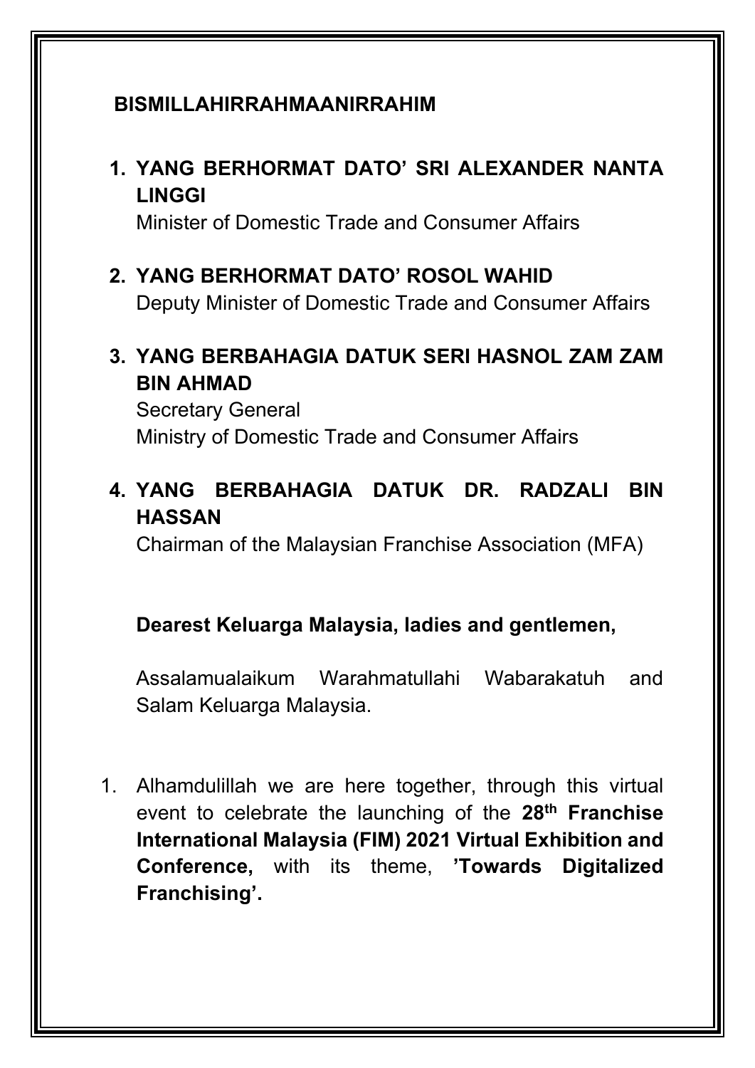**BISMILLAHIRRAHMAANIRRAHIM**

1. **YANG BERHORMAT DATO' SRI ALEXANDER NANTA LINGGI**
   Minister of Domestic Trade and Consumer Affairs

2. **YANG BERHORMAT DATO' ROSOL WAHID**
   Deputy Minister of Domestic Trade and Consumer Affairs

3. **YANG BERBAHAGIA DATUK SERI HASNOL ZAM ZAM BIN AHMAD**
   Secretary General
   Ministry of Domestic Trade and Consumer Affairs

4. **YANG BERBAHAGIA DATUK DR. RADZALI BIN HASSAN**
   Chairman of the Malaysian Franchise Association (MFA)

**Dearest Keluarga Malaysia, ladies and gentlemen,**

Assalamualaikum Warahmatullahi Wabarakatuh and Salam Keluarga Malaysia.

1. Alhamdulillah we are here together, through this virtual event to celebrate the launching of the **28th Franchise International Malaysia (FIM) 2021 Virtual Exhibition and Conference,** with its theme, **'Towards Digitalized Franchising'.**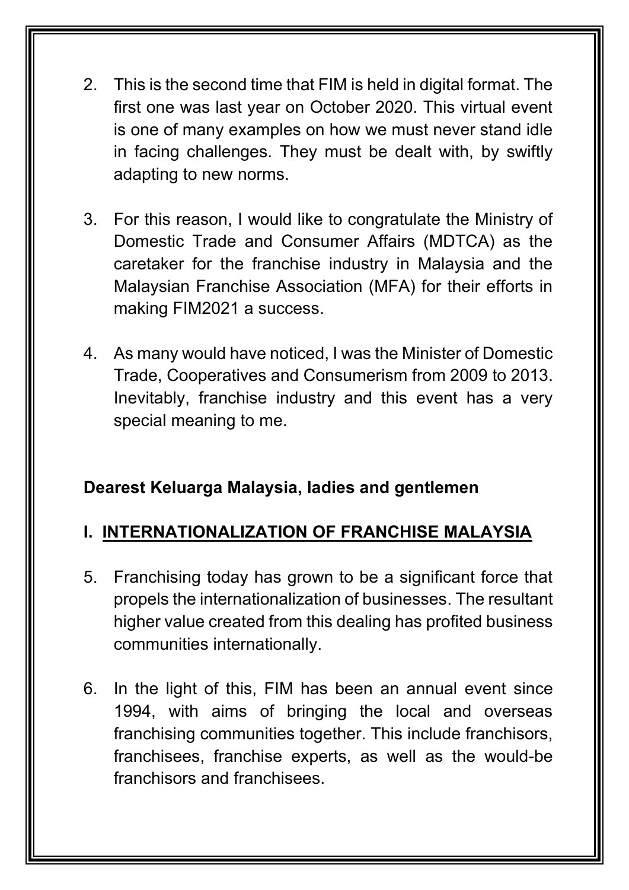2. This is the second time that FIM is held in digital format. The first one was last year on October 2020. This virtual event is one of many examples on how we must never stand idle in facing challenges. They must be dealt with, by swiftly adapting to new norms.

3. For this reason, I would like to congratulate the Ministry of Domestic Trade and Consumer Affairs (MDTCA) as the caretaker for the franchise industry in Malaysia and the Malaysian Franchise Association (MFA) for their efforts in making FIM2021 a success.

4. As many would have noticed, I was the Minister of Domestic Trade, Cooperatives and Consumerism from 2009 to 2013. Inevitably, franchise industry and this event has a very special meaning to me.

**Dearest Keluarga Malaysia, ladies and gentlemen**

## I. INTERNATIONALIZATION OF FRANCHISE MALAYSIA

5. Franchising today has grown to be a significant force that propels the internationalization of businesses. The resultant higher value created from this dealing has profited business communities internationally.

6. In the light of this, FIM has been an annual event since 1994, with aims of bringing the local and overseas franchising communities together. This include franchisors, franchisees, franchise experts, as well as the would-be franchisors and franchisees.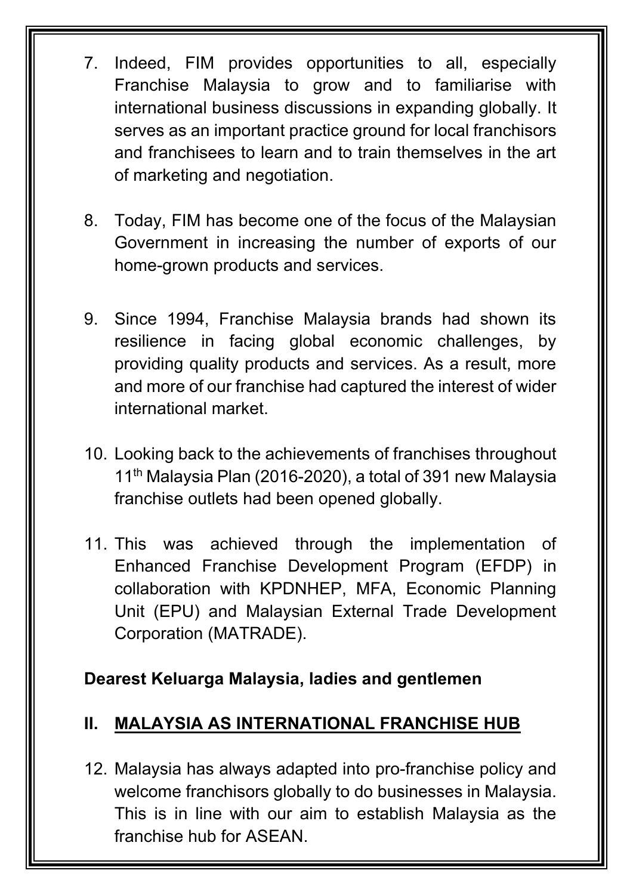7. Indeed, FIM provides opportunities to all, especially Franchise Malaysia to grow and to familiarise with international business discussions in expanding globally. It serves as an important practice ground for local franchisors and franchisees to learn and to train themselves in the art of marketing and negotiation.

8. Today, FIM has become one of the focus of the Malaysian Government in increasing the number of exports of our home-grown products and services.

9. Since 1994, Franchise Malaysia brands had shown its resilience in facing global economic challenges, by providing quality products and services. As a result, more and more of our franchise had captured the interest of wider international market.

10. Looking back to the achievements of franchises throughout 11th Malaysia Plan (2016-2020), a total of 391 new Malaysia franchise outlets had been opened globally.

11. This was achieved through the implementation of Enhanced Franchise Development Program (EFDP) in collaboration with KPDNHEP, MFA, Economic Planning Unit (EPU) and Malaysian External Trade Development Corporation (MATRADE).

**Dearest Keluarga Malaysia, ladies and gentlemen**

## II. MALAYSIA AS INTERNATIONAL FRANCHISE HUB

12. Malaysia has always adapted into pro-franchise policy and welcome franchisors globally to do businesses in Malaysia. This is in line with our aim to establish Malaysia as the franchise hub for ASEAN.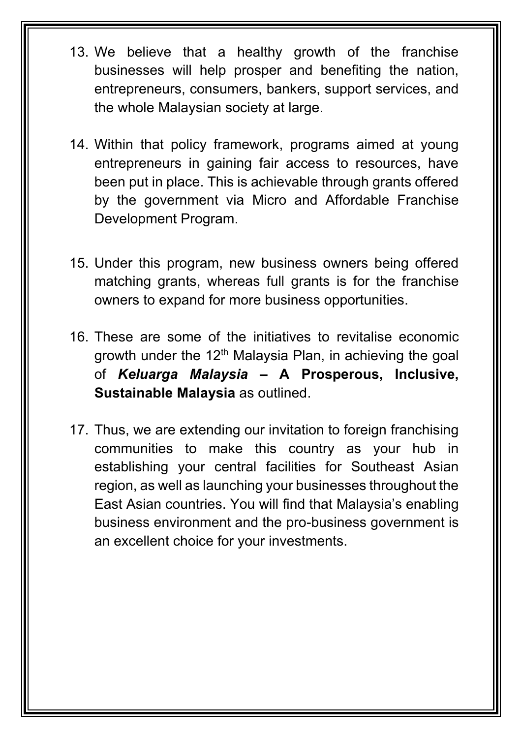13. We believe that a healthy growth of the franchise businesses will help prosper and benefiting the nation, entrepreneurs, consumers, bankers, support services, and the whole Malaysian society at large.

14. Within that policy framework, programs aimed at young entrepreneurs in gaining fair access to resources, have been put in place. This is achievable through grants offered by the government via Micro and Affordable Franchise Development Program.

15. Under this program, new business owners being offered matching grants, whereas full grants is for the franchise owners to expand for more business opportunities.

16. These are some of the initiatives to revitalise economic growth under the 12th Malaysia Plan, in achieving the goal of ***Keluarga Malaysia* – A Prosperous, Inclusive, Sustainable Malaysia** as outlined.

17. Thus, we are extending our invitation to foreign franchising communities to make this country as your hub in establishing your central facilities for Southeast Asian region, as well as launching your businesses throughout the East Asian countries. You will find that Malaysia's enabling business environment and the pro-business government is an excellent choice for your investments.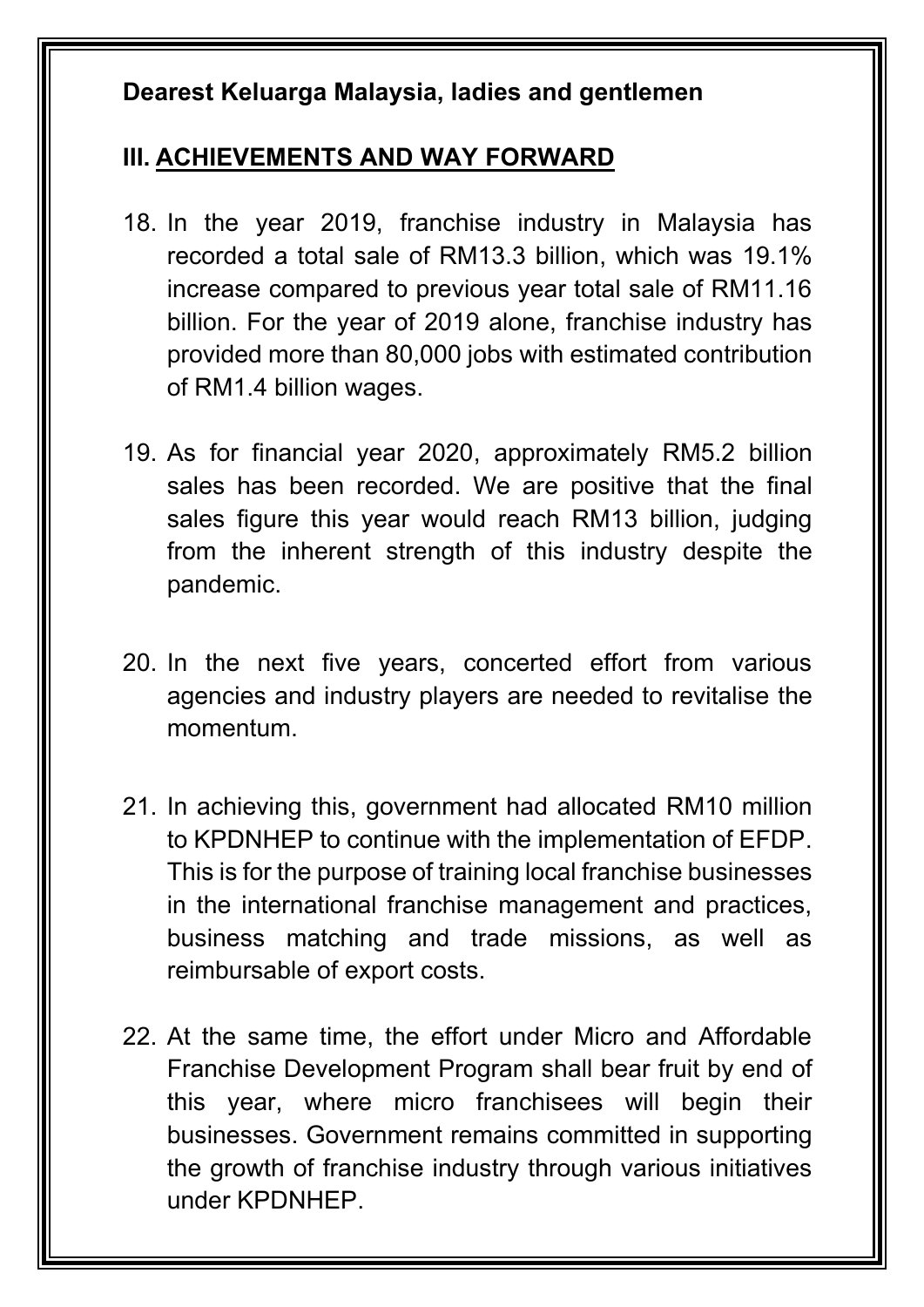**Dearest Keluarga Malaysia, ladies and gentlemen**

## III. ACHIEVEMENTS AND WAY FORWARD

18. In the year 2019, franchise industry in Malaysia has recorded a total sale of RM13.3 billion, which was 19.1% increase compared to previous year total sale of RM11.16 billion. For the year of 2019 alone, franchise industry has provided more than 80,000 jobs with estimated contribution of RM1.4 billion wages.

19. As for financial year 2020, approximately RM5.2 billion sales has been recorded. We are positive that the final sales figure this year would reach RM13 billion, judging from the inherent strength of this industry despite the pandemic.

20. In the next five years, concerted effort from various agencies and industry players are needed to revitalise the momentum.

21. In achieving this, government had allocated RM10 million to KPDNHEP to continue with the implementation of EFDP. This is for the purpose of training local franchise businesses in the international franchise management and practices, business matching and trade missions, as well as reimbursable of export costs.

22. At the same time, the effort under Micro and Affordable Franchise Development Program shall bear fruit by end of this year, where micro franchisees will begin their businesses. Government remains committed in supporting the growth of franchise industry through various initiatives under KPDNHEP.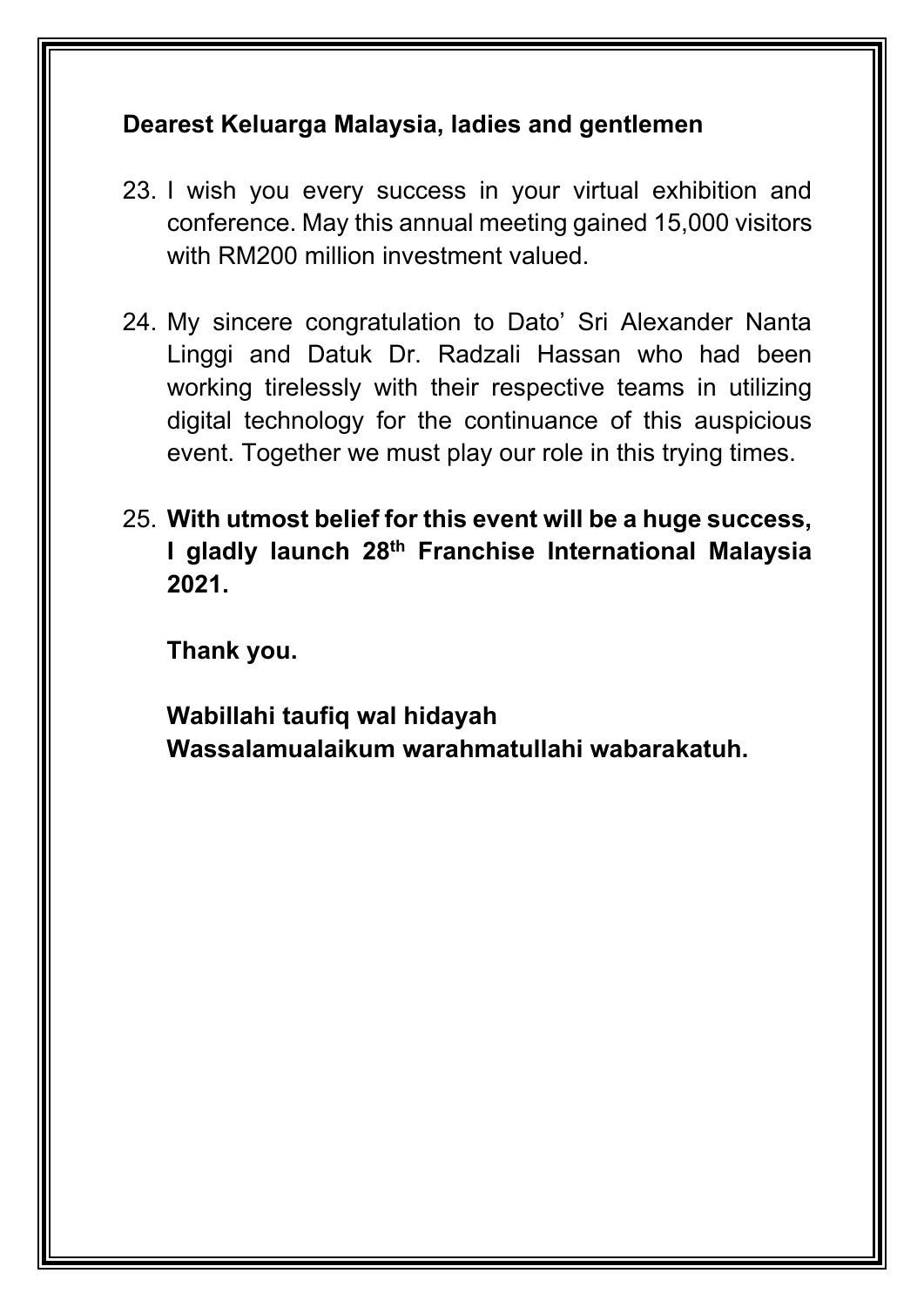**Dearest Keluarga Malaysia, ladies and gentlemen**

23. I wish you every success in your virtual exhibition and conference. May this annual meeting gained 15,000 visitors with RM200 million investment valued.

24. My sincere congratulation to Dato' Sri Alexander Nanta Linggi and Datuk Dr. Radzali Hassan who had been working tirelessly with their respective teams in utilizing digital technology for the continuance of this auspicious event. Together we must play our role in this trying times.

25. **With utmost belief for this event will be a huge success, I gladly launch 28th Franchise International Malaysia 2021.**

**Thank you.**

**Wabillahi taufiq wal hidayah**
**Wassalamualaikum warahmatullahi wabarakatuh.**